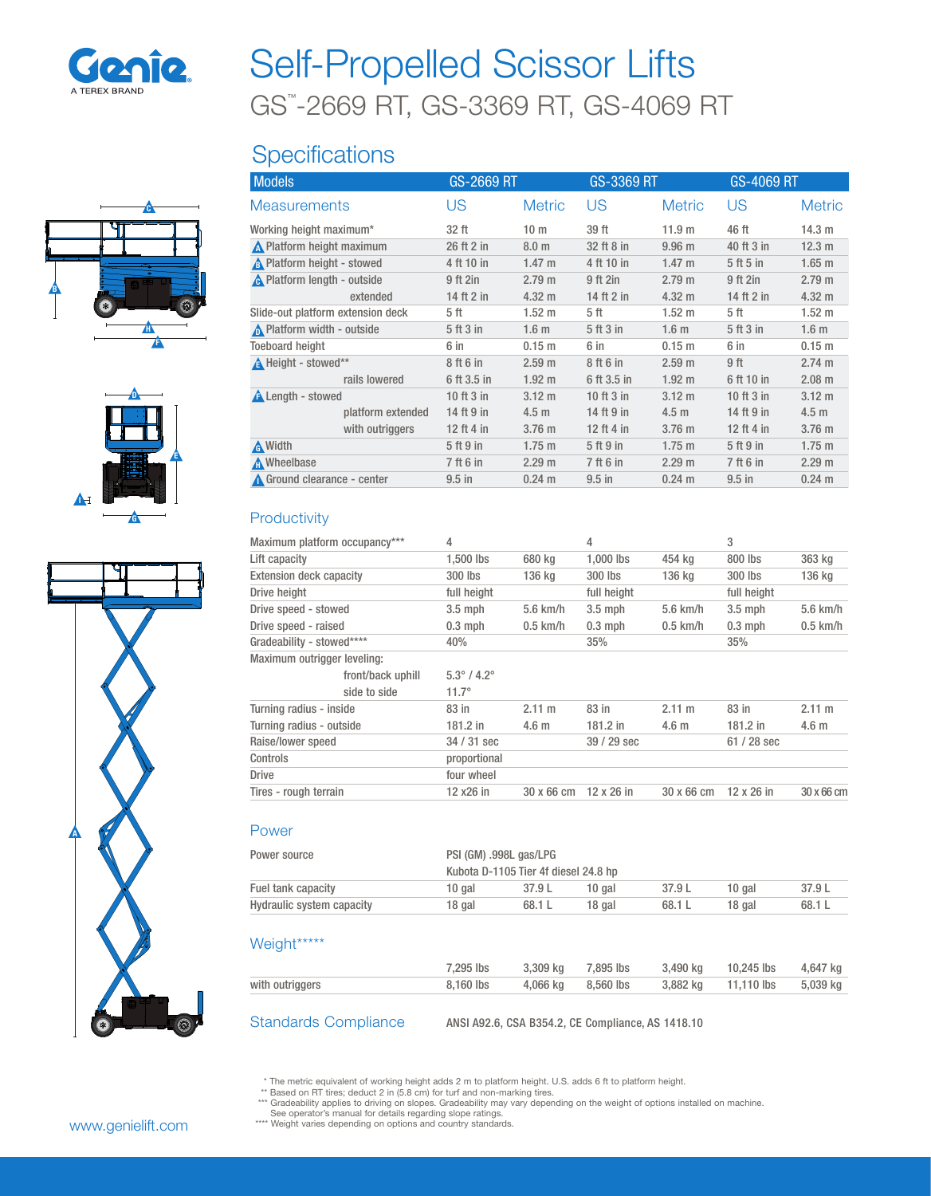# Self-Propelled Scissor Lifts

## GS™-2669 RT, GS-3369 RT, GS-4069 RT

## Specifications

| Models | GS-2669 RT | | GS-3369 RT | | GS-4069 RT | |
|---|---|---|---|---|---|---|
| **Measurements** | **US** | **Metric** | **US** | **Metric** | **US** | **Metric** |
| Working height maximum* | 32 ft | 10 m | 39 ft | 11.9 m | 46 ft | 14.3 m |
| A Platform height maximum | 26 ft 2 in | 8.0 m | 32 ft 8 in | 9.96 m | 40 ft 3 in | 12.3 m |
| B Platform height - stowed | 4 ft 10 in | 1.47 m | 4 ft 10 in | 1.47 m | 5 ft 5 in | 1.65 m |
| C Platform length - outside | 9 ft 2in | 2.79 m | 9 ft 2in | 2.79 m | 9 ft 2in | 2.79 m |
| extended | 14 ft 2 in | 4.32 m | 14 ft 2 in | 4.32 m | 14 ft 2 in | 4.32 m |
| Slide-out platform extension deck | 5 ft | 1.52 m | 5 ft | 1.52 m | 5 ft | 1.52 m |
| D Platform width - outside | 5 ft 3 in | 1.6 m | 5 ft 3 in | 1.6 m | 5 ft 3 in | 1.6 m |
| Toeboard height | 6 in | 0.15 m | 6 in | 0.15 m | 6 in | 0.15 m |
| E Height - stowed** | 8 ft 6 in | 2.59 m | 8 ft 6 in | 2.59 m | 9 ft | 2.74 m |
| rails lowered | 6 ft 3.5 in | 1.92 m | 6 ft 3.5 in | 1.92 m | 6 ft 10 in | 2.08 m |
| F Length - stowed | 10 ft 3 in | 3.12 m | 10 ft 3 in | 3.12 m | 10 ft 3 in | 3.12 m |
| platform extended | 14 ft 9 in | 4.5 m | 14 ft 9 in | 4.5 m | 14 ft 9 in | 4.5 m |
| with outriggers | 12 ft 4 in | 3.76 m | 12 ft 4 in | 3.76 m | 12 ft 4 in | 3.76 m |
| G Width | 5 ft 9 in | 1.75 m | 5 ft 9 in | 1.75 m | 5 ft 9 in | 1.75 m |
| H Wheelbase | 7 ft 6 in | 2.29 m | 7 ft 6 in | 2.29 m | 7 ft 6 in | 2.29 m |
| I Ground clearance - center | 9.5 in | 0.24 m | 9.5 in | 0.24 m | 9.5 in | 0.24 m |

### Productivity

| | GS-2669 RT | | GS-3369 RT | | GS-4069 RT | |
|---|---|---|---|---|---|---|
| Maximum platform occupancy*** | 4 | | 4 | | 3 | |
| Lift capacity | 1,500 lbs | 680 kg | 1,000 lbs | 454 kg | 800 lbs | 363 kg |
| Extension deck capacity | 300 lbs | 136 kg | 300 lbs | 136 kg | 300 lbs | 136 kg |
| Drive height | full height | | full height | | full height | |
| Drive speed - stowed | 3.5 mph | 5.6 km/h | 3.5 mph | 5.6 km/h | 3.5 mph | 5.6 km/h |
| Drive speed - raised | 0.3 mph | 0.5 km/h | 0.3 mph | 0.5 km/h | 0.3 mph | 0.5 km/h |
| Gradeability - stowed**** | 40% | | 35% | | 35% | |
| Maximum outrigger leveling: | | | | | | |
| front/back uphill | 5.3° / 4.2° | | | | | |
| side to side | 11.7° | | | | | |
| Turning radius - inside | 83 in | 2.11 m | 83 in | 2.11 m | 83 in | 2.11 m |
| Turning radius - outside | 181.2 in | 4.6 m | 181.2 in | 4.6 m | 181.2 in | 4.6 m |
| Raise/lower speed | 34 / 31 sec | | 39 / 29 sec | | 61 / 28 sec | |
| Controls | proportional | | | | | |
| Drive | four wheel | | | | | |
| Tires - rough terrain | 12 x26 in | 30 x 66 cm | 12 x 26 in | 30 x 66 cm | 12 x 26 in | 30 x 66 cm |

### Power

| | GS-2669 RT | | GS-3369 RT | | GS-4069 RT | |
|---|---|---|---|---|---|---|
| Power source | PSI (GM) .998L gas/LPG | | | | | |
| | Kubota D-1105 Tier 4f diesel 24.8 hp | | | | | |
| Fuel tank capacity | 10 gal | 37.9 L | 10 gal | 37.9 L | 10 gal | 37.9 L |
| Hydraulic system capacity | 18 gal | 68.1 L | 18 gal | 68.1 L | 18 gal | 68.1 L |

### Weight*****

| | GS-2669 RT | | GS-3369 RT | | GS-4069 RT | |
|---|---|---|---|---|---|---|
| | 7,295 lbs | 3,309 kg | 7,895 lbs | 3,490 kg | 10,245 lbs | 4,647 kg |
| with outriggers | 8,160 lbs | 4,066 kg | 8,560 lbs | 3,882 kg | 11,110 lbs | 5,039 kg |

### Standards Compliance

ANSI A92.6, CSA B354.2, CE Compliance, AS 1418.10

\* The metric equivalent of working height adds 2 m to platform height. U.S. adds 6 ft to platform height.
** Based on RT tires; deduct 2 in (5.8 cm) for turf and non-marking tires.
*** Gradeability applies to driving on slopes. Gradeability may vary depending on the weight of options installed on machine. See operator's manual for details regarding slope ratings.
**** Weight varies depending on options and country standards.

www.genielift.com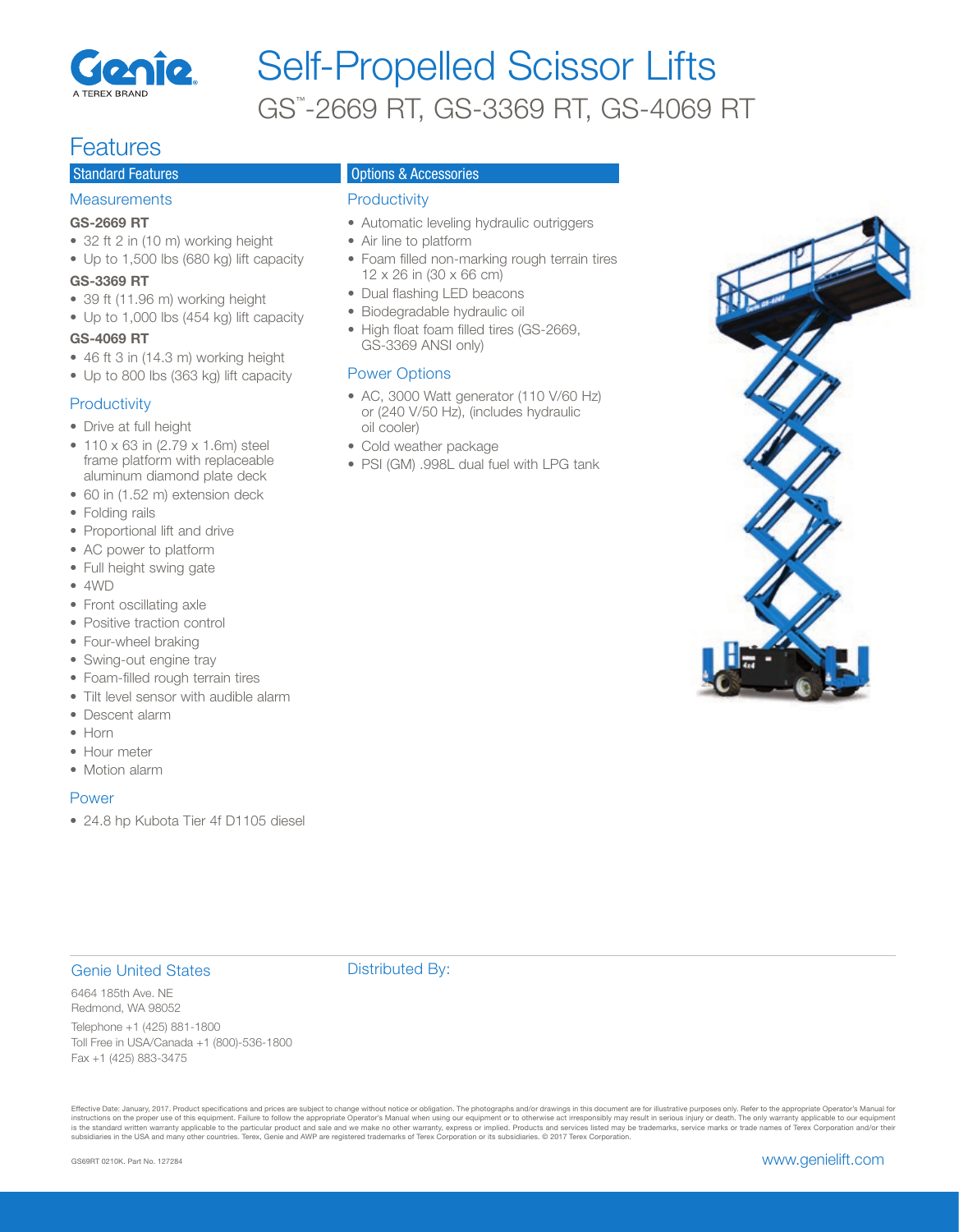# Self-Propelled Scissor Lifts

## GS™-2669 RT, GS-3369 RT, GS-4069 RT

## Features

### Standard Features

#### Measurements

**GS-2669 RT**

- 32 ft 2 in (10 m) working height
- Up to 1,500 lbs (680 kg) lift capacity

**GS-3369 RT**

- 39 ft (11.96 m) working height
- Up to 1,000 lbs (454 kg) lift capacity

**GS-4069 RT**

- 46 ft 3 in (14.3 m) working height
- Up to 800 lbs (363 kg) lift capacity

#### Productivity

- Drive at full height
- 110 x 63 in (2.79 x 1.6m) steel frame platform with replaceable aluminum diamond plate deck
- 60 in (1.52 m) extension deck
- Folding rails
- Proportional lift and drive
- AC power to platform
- Full height swing gate
- 4WD
- Front oscillating axle
- Positive traction control
- Four-wheel braking
- Swing-out engine tray
- Foam-filled rough terrain tires
- Tilt level sensor with audible alarm
- Descent alarm
- Horn
- Hour meter
- Motion alarm

#### Power

- 24.8 hp Kubota Tier 4f D1105 diesel

### Options & Accessories

#### Productivity

- Automatic leveling hydraulic outriggers
- Air line to platform
- Foam filled non-marking rough terrain tires 12 x 26 in (30 x 66 cm)
- Dual flashing LED beacons
- Biodegradable hydraulic oil
- High float foam filled tires (GS-2669, GS-3369 ANSI only)

#### Power Options

- AC, 3000 Watt generator (110 V/60 Hz) or (240 V/50 Hz), (includes hydraulic oil cooler)
- Cold weather package
- PSI (GM) .998L dual fuel with LPG tank

### Genie United States

6464 185th Ave. NE
Redmond, WA 98052

Telephone +1 (425) 881-1800
Toll Free in USA/Canada +1 (800)-536-1800
Fax +1 (425) 883-3475

Distributed By:

Effective Date: January, 2017. Product specifications and prices are subject to change without notice or obligation. The photographs and/or drawings in this document are for illustrative purposes only. Refer to the appropriate Operator's Manual for instructions on the proper use of this equipment. Failure to follow the appropriate Operator's Manual when using our equipment or to otherwise act irresponsibly may result in serious injury or death. The only warranty applicable to our equipment is the standard written warranty applicable to the particular product and sale and we make no other warranty, express or implied. Products and services listed may be trademarks, service marks or trade names of Terex Corporation and/or their subsidiaries in the USA and many other countries. Terex, Genie and AWP are registered trademarks of Terex Corporation or its subsidiaries. © 2017 Terex Corporation.

GS69RT 0210K. Part No. 127284

www.genielift.com